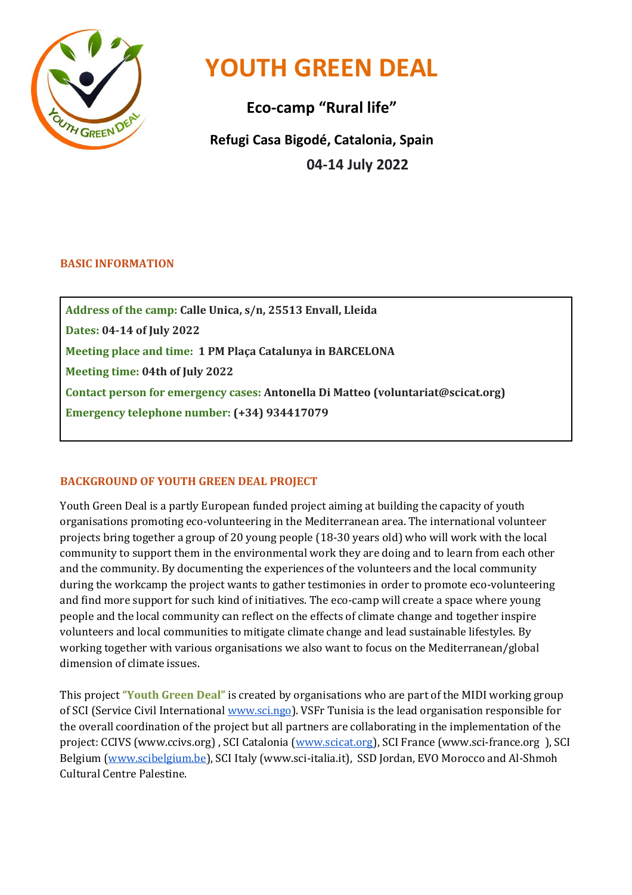# YOUTH GREEN DEAL

## Eco-camp "Rural life"

### Refugi Casa Bigodé, Catalonia, Spain

### 04-14 July 2022

## BASIC INFORMATION

**Address of the camp:** **Calle Unica, s/n, 25513 Envall, Lleida**
**Dates:** **04-14 of July 2022**
**Meeting place and time:** **1 PM Plaça Catalunya in BARCELONA**
**Meeting time:** **04th of July 2022**
**Contact person for emergency cases:** **Antonella Di Matteo (voluntariat@scicat.org)**
**Emergency telephone number:** **(+34) 934417079**

## BACKGROUND OF YOUTH GREEN DEAL PROJECT

Youth Green Deal is a partly European funded project aiming at building the capacity of youth organisations promoting eco-volunteering in the Mediterranean area. The international volunteer projects bring together a group of 20 young people (18-30 years old) who will work with the local community to support them in the environmental work they are doing and to learn from each other and the community. By documenting the experiences of the volunteers and the local community during the workcamp the project wants to gather testimonies in order to promote eco-volunteering and find more support for such kind of initiatives. The eco-camp will create a space where young people and the local community can reflect on the effects of climate change and together inspire volunteers and local communities to mitigate climate change and lead sustainable lifestyles. By working together with various organisations we also want to focus on the Mediterranean/global dimension of climate issues.

This project **"Youth Green Deal"** is created by organisations who are part of the MIDI working group of SCI (Service Civil International www.sci.ngo). VSFr Tunisia is the lead organisation responsible for the overall coordination of the project but all partners are collaborating in the implementation of the project: CCIVS (www.ccivs.org) , SCI Catalonia (www.scicat.org), SCI France (www.sci-france.org ), SCI Belgium (www.scibelgium.be), SCI Italy (www.sci-italia.it), SSD Jordan, EVO Morocco and Al-Shmoh Cultural Centre Palestine.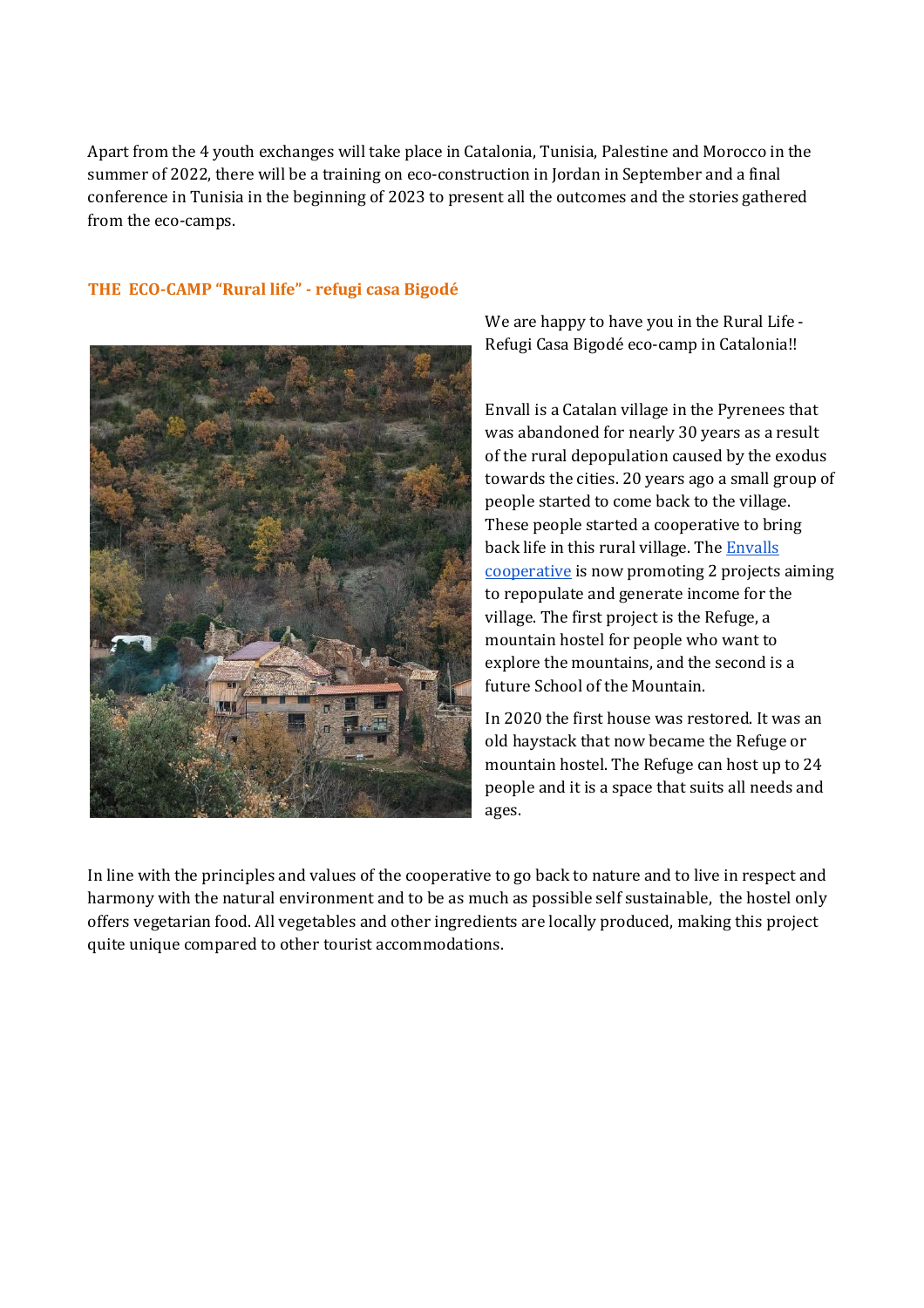Apart from the 4 youth exchanges will take place in Catalonia, Tunisia, Palestine and Morocco in the summer of 2022, there will be a training on eco-construction in Jordan in September and a final conference in Tunisia in the beginning of 2023 to present all the outcomes and the stories gathered from the eco-camps.

### THE ECO-CAMP "Rural life" - refugi casa Bigodé

We are happy to have you in the Rural Life - Refugi Casa Bigodé eco-camp in Catalonia!!

Envall is a Catalan village in the Pyrenees that was abandoned for nearly 30 years as a result of the rural depopulation caused by the exodus towards the cities. 20 years ago a small group of people started to come back to the village. These people started a cooperative to bring back life in this rural village. The Envalls cooperative is now promoting 2 projects aiming to repopulate and generate income for the village. The first project is the Refuge, a mountain hostel for people who want to explore the mountains, and the second is a future School of the Mountain.

In 2020 the first house was restored. It was an old haystack that now became the Refuge or mountain hostel. The Refuge can host up to 24 people and it is a space that suits all needs and ages.

In line with the principles and values of the cooperative to go back to nature and to live in respect and harmony with the natural environment and to be as much as possible self sustainable, the hostel only offers vegetarian food. All vegetables and other ingredients are locally produced, making this project quite unique compared to other tourist accommodations.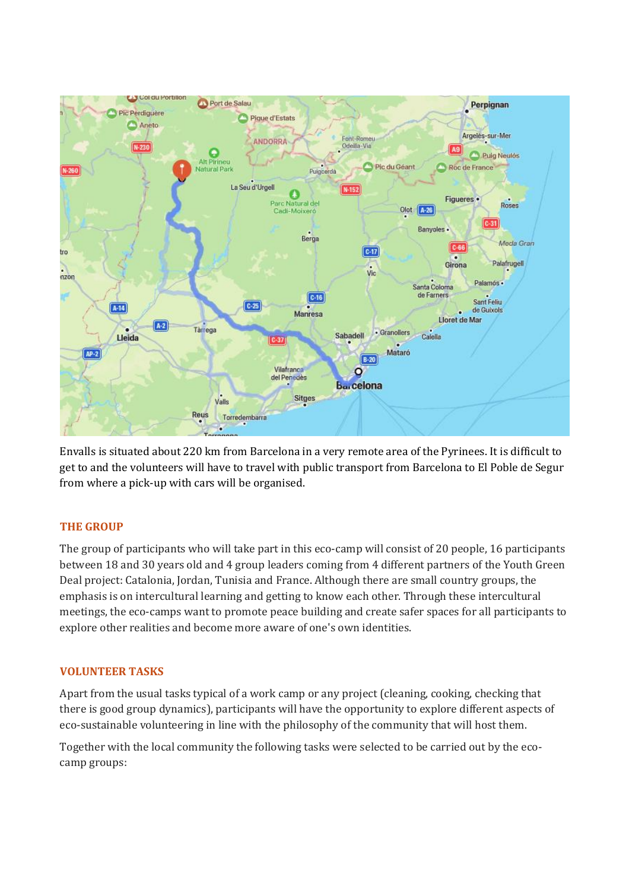Envalls is situated about 220 km from Barcelona in a very remote area of the Pyrinees. It is difficult to get to and the volunteers will have to travel with public transport from Barcelona to El Poble de Segur from where a pick-up with cars will be organised.

## THE GROUP

The group of participants who will take part in this eco-camp will consist of 20 people, 16 participants between 18 and 30 years old and 4 group leaders coming from 4 different partners of the Youth Green Deal project: Catalonia, Jordan, Tunisia and France. Although there are small country groups, the emphasis is on intercultural learning and getting to know each other. Through these intercultural meetings, the eco-camps want to promote peace building and create safer spaces for all participants to explore other realities and become more aware of one's own identities.

## VOLUNTEER TASKS

Apart from the usual tasks typical of a work camp or any project (cleaning, cooking, checking that there is good group dynamics), participants will have the opportunity to explore different aspects of eco-sustainable volunteering in line with the philosophy of the community that will host them.

Together with the local community the following tasks were selected to be carried out by the eco-camp groups: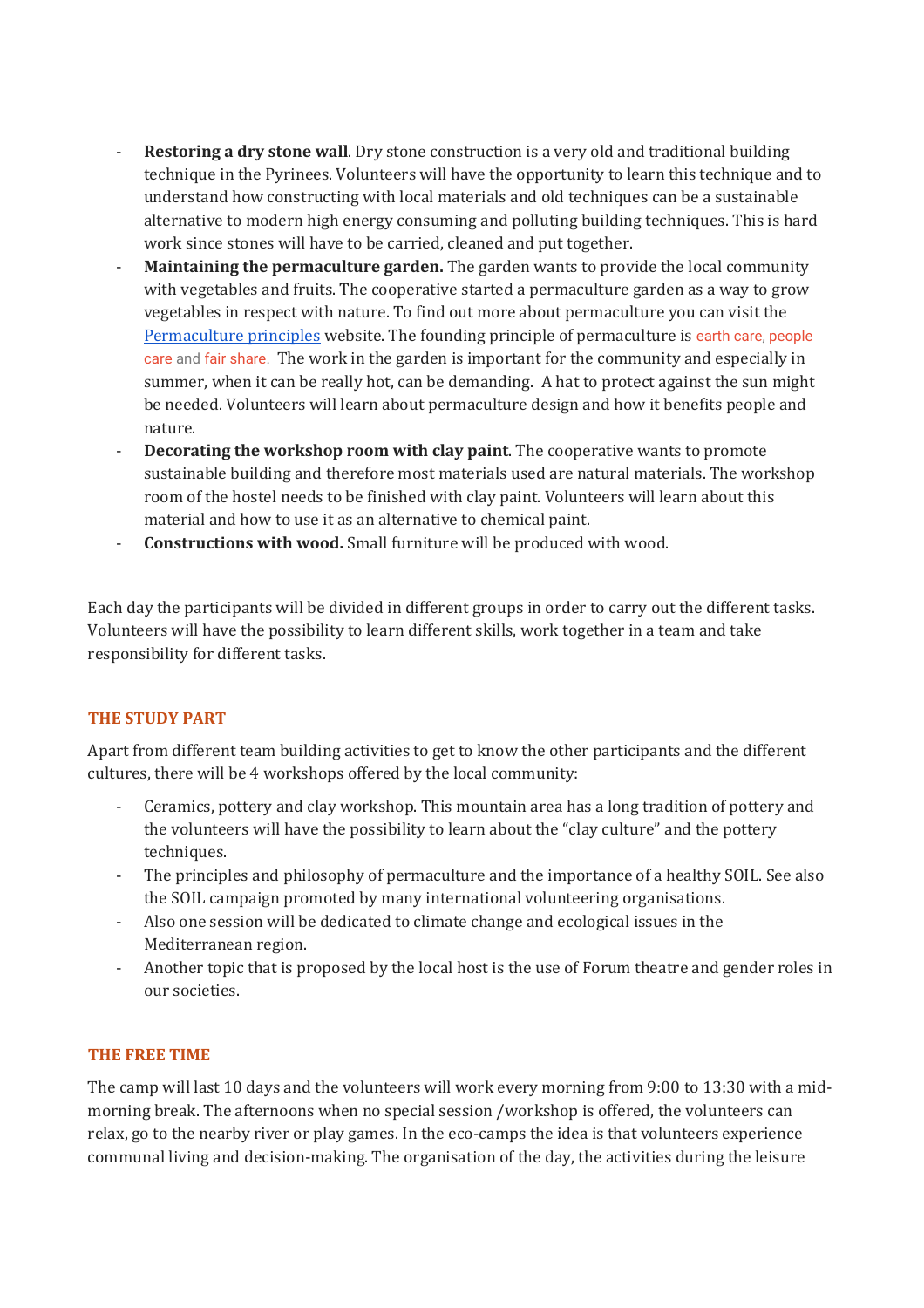- **Restoring a dry stone wall**. Dry stone construction is a very old and traditional building technique in the Pyrinees. Volunteers will have the opportunity to learn this technique and to understand how constructing with local materials and old techniques can be a sustainable alternative to modern high energy consuming and polluting building techniques. This is hard work since stones will have to be carried, cleaned and put together.
- **Maintaining the permaculture garden.** The garden wants to provide the local community with vegetables and fruits. The cooperative started a permaculture garden as a way to grow vegetables in respect with nature. To find out more about permaculture you can visit the [Permaculture principles](Permaculture principles) website. The founding principle of permaculture is earth care, people care and fair share. The work in the garden is important for the community and especially in summer, when it can be really hot, can be demanding. A hat to protect against the sun might be needed. Volunteers will learn about permaculture design and how it benefits people and nature.
- **Decorating the workshop room with clay paint**. The cooperative wants to promote sustainable building and therefore most materials used are natural materials. The workshop room of the hostel needs to be finished with clay paint. Volunteers will learn about this material and how to use it as an alternative to chemical paint.
- **Constructions with wood.** Small furniture will be produced with wood.

Each day the participants will be divided in different groups in order to carry out the different tasks. Volunteers will have the possibility to learn different skills, work together in a team and take responsibility for different tasks.

### THE STUDY PART

Apart from different team building activities to get to know the other participants and the different cultures, there will be 4 workshops offered by the local community:

- Ceramics, pottery and clay workshop. This mountain area has a long tradition of pottery and the volunteers will have the possibility to learn about the "clay culture" and the pottery techniques.
- The principles and philosophy of permaculture and the importance of a healthy SOIL. See also the SOIL campaign promoted by many international volunteering organisations.
- Also one session will be dedicated to climate change and ecological issues in the Mediterranean region.
- Another topic that is proposed by the local host is the use of Forum theatre and gender roles in our societies.

### THE FREE TIME

The camp will last 10 days and the volunteers will work every morning from 9:00 to 13:30 with a mid-morning break. The afternoons when no special session /workshop is offered, the volunteers can relax, go to the nearby river or play games. In the eco-camps the idea is that volunteers experience communal living and decision-making. The organisation of the day, the activities during the leisure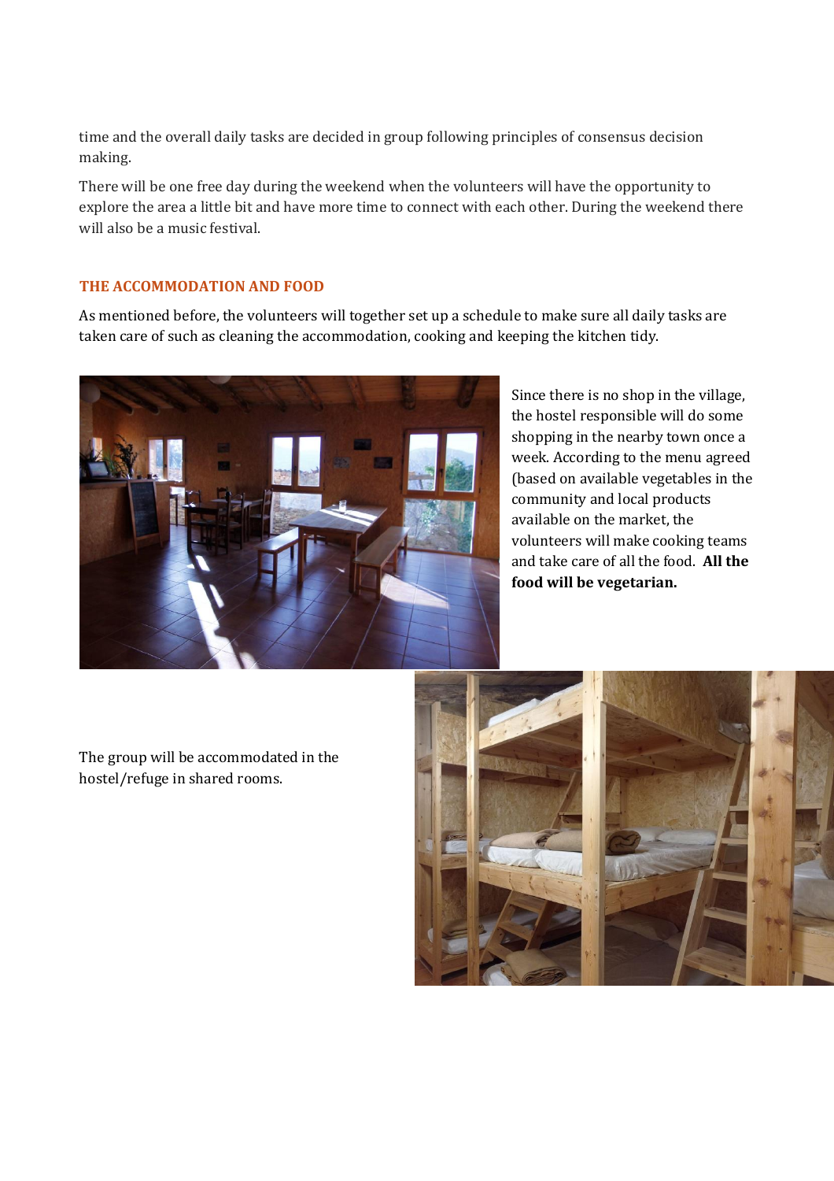time and the overall daily tasks are decided in group following principles of consensus decision making.

There will be one free day during the weekend when the volunteers will have the opportunity to explore the area a little bit and have more time to connect with each other. During the weekend there will also be a music festival.

## THE ACCOMMODATION AND FOOD

As mentioned before, the volunteers will together set up a schedule to make sure all daily tasks are taken care of such as cleaning the accommodation, cooking and keeping the kitchen tidy.

Since there is no shop in the village, the hostel responsible will do some shopping in the nearby town once a week. According to the menu agreed (based on available vegetables in the community and local products available on the market, the volunteers will make cooking teams and take care of all the food. **All the food will be vegetarian.**

The group will be accommodated in the hostel/refuge in shared rooms.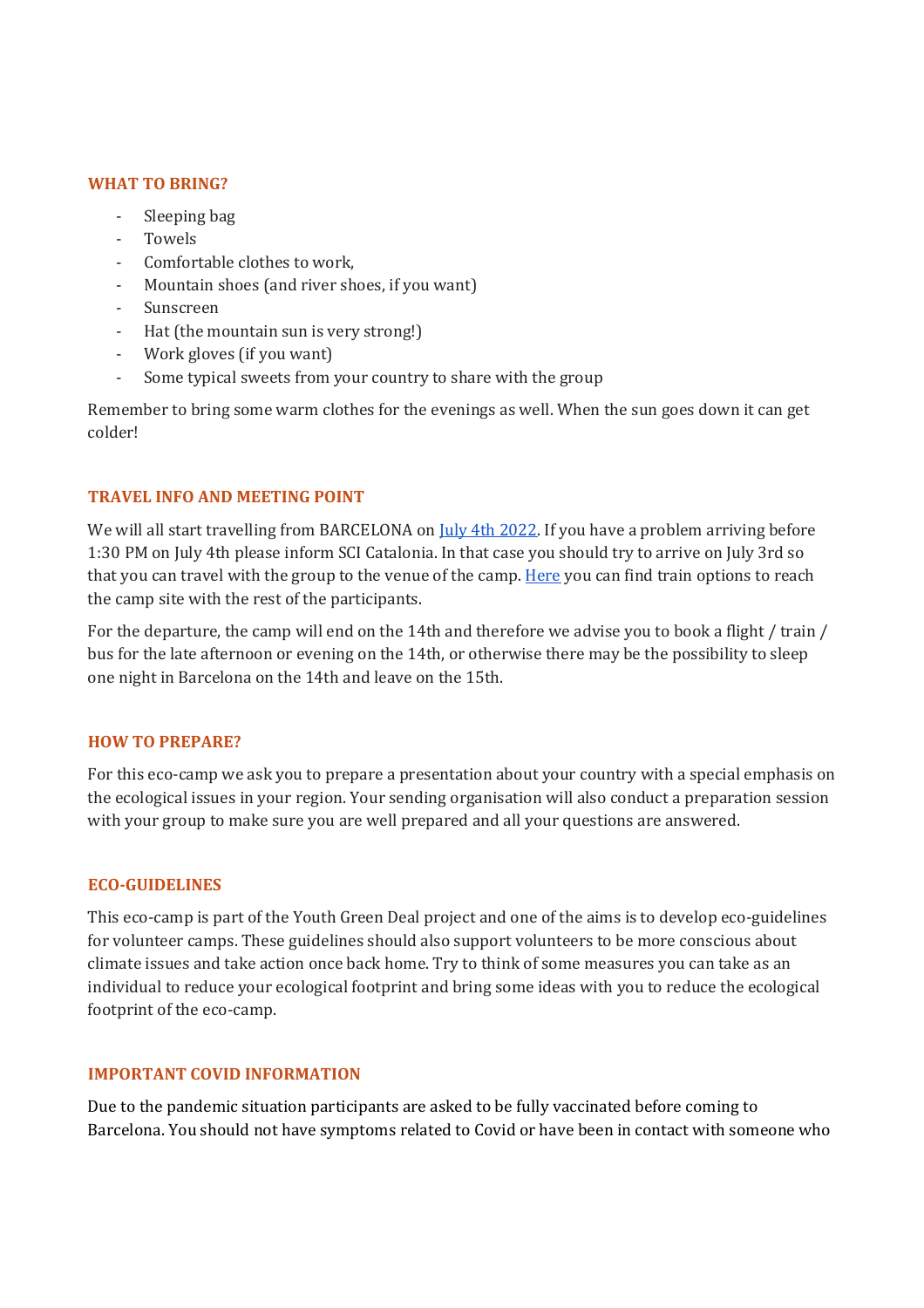### WHAT TO BRING?

- Sleeping bag
- Towels
- Comfortable clothes to work,
- Mountain shoes (and river shoes, if you want)
- Sunscreen
- Hat (the mountain sun is very strong!)
- Work gloves (if you want)
- Some typical sweets from your country to share with the group

Remember to bring some warm clothes for the evenings as well. When the sun goes down it can get colder!

### TRAVEL INFO AND MEETING POINT

We will all start travelling from BARCELONA on July 4th 2022. If you have a problem arriving before 1:30 PM on July 4th please inform SCI Catalonia. In that case you should try to arrive on July 3rd so that you can travel with the group to the venue of the camp. Here you can find train options to reach the camp site with the rest of the participants.

For the departure, the camp will end on the 14th and therefore we advise you to book a flight / train / bus for the late afternoon or evening on the 14th, or otherwise there may be the possibility to sleep one night in Barcelona on the 14th and leave on the 15th.

### HOW TO PREPARE?

For this eco-camp we ask you to prepare a presentation about your country with a special emphasis on the ecological issues in your region. Your sending organisation will also conduct a preparation session with your group to make sure you are well prepared and all your questions are answered.

### ECO-GUIDELINES

This eco-camp is part of the Youth Green Deal project and one of the aims is to develop eco-guidelines for volunteer camps. These guidelines should also support volunteers to be more conscious about climate issues and take action once back home. Try to think of some measures you can take as an individual to reduce your ecological footprint and bring some ideas with you to reduce the ecological footprint of the eco-camp.

### IMPORTANT COVID INFORMATION

Due to the pandemic situation participants are asked to be fully vaccinated before coming to Barcelona. You should not have symptoms related to Covid or have been in contact with someone who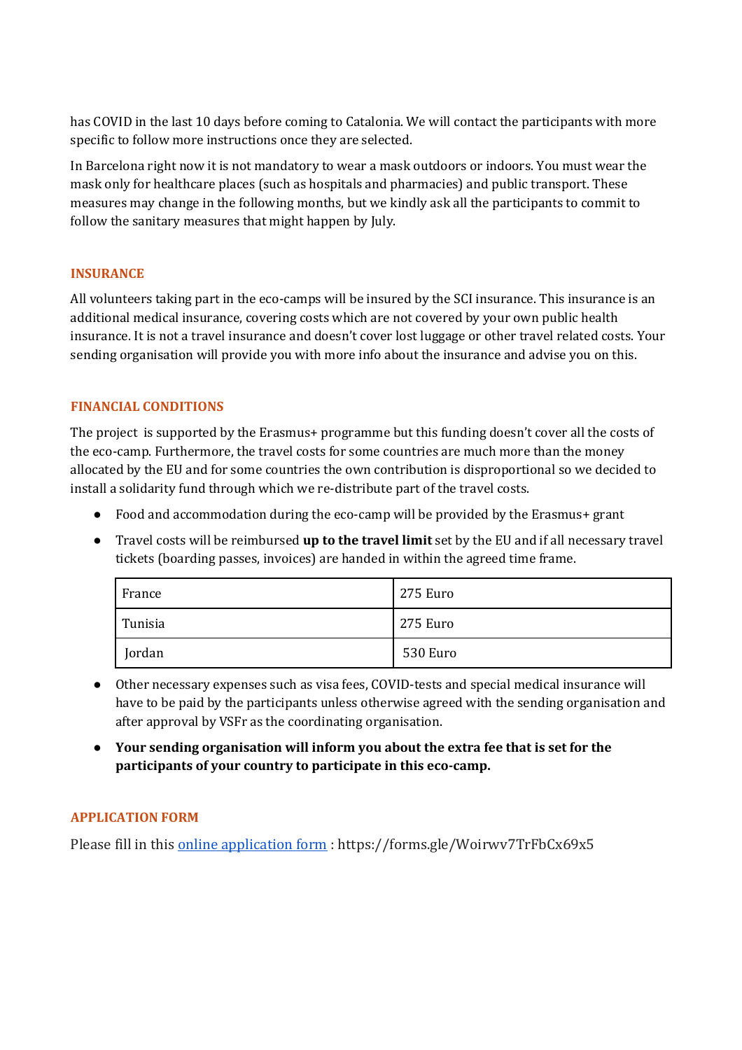has COVID in the last 10 days before coming to Catalonia. We will contact the participants with more specific to follow more instructions once they are selected.

In Barcelona right now it is not mandatory to wear a mask outdoors or indoors. You must wear the mask only for healthcare places (such as hospitals and pharmacies) and public transport. These measures may change in the following months, but we kindly ask all the participants to commit to follow the sanitary measures that might happen by July.

## INSURANCE

All volunteers taking part in the eco-camps will be insured by the SCI insurance. This insurance is an additional medical insurance, covering costs which are not covered by your own public health insurance. It is not a travel insurance and doesn't cover lost luggage or other travel related costs. Your sending organisation will provide you with more info about the insurance and advise you on this.

## FINANCIAL CONDITIONS

The project is supported by the Erasmus+ programme but this funding doesn't cover all the costs of the eco-camp. Furthermore, the travel costs for some countries are much more than the money allocated by the EU and for some countries the own contribution is disproportional so we decided to install a solidarity fund through which we re-distribute part of the travel costs.

- Food and accommodation during the eco-camp will be provided by the Erasmus+ grant
- Travel costs will be reimbursed **up to the travel limit** set by the EU and if all necessary travel tickets (boarding passes, invoices) are handed in within the agreed time frame.

| | |
|---|---|
| France | 275 Euro |
| Tunisia | 275 Euro |
| Jordan | 530 Euro |

- Other necessary expenses such as visa fees, COVID-tests and special medical insurance will have to be paid by the participants unless otherwise agreed with the sending organisation and after approval by VSFr as the coordinating organisation.
- **Your sending organisation will inform you about the extra fee that is set for the participants of your country to participate in this eco-camp.**

## APPLICATION FORM

Please fill in this online application form : https://forms.gle/Woirwv7TrFbCx69x5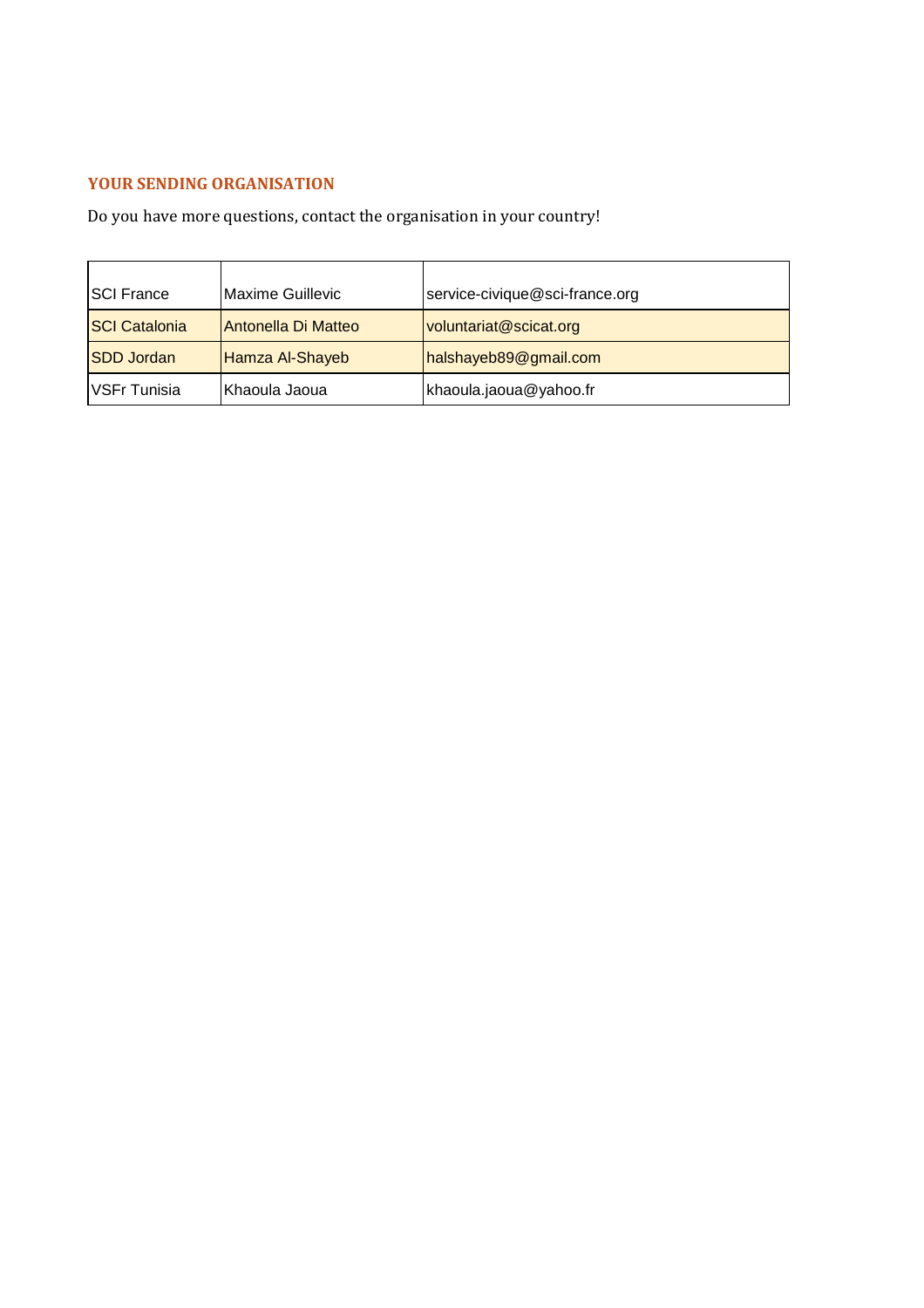## YOUR SENDING ORGANISATION

Do you have more questions, contact the organisation in your country!

| | | |
|---|---|---|
| SCI France | Maxime Guillevic | service-civique@sci-france.org |
| SCI Catalonia | Antonella Di Matteo | voluntariat@scicat.org |
| SDD Jordan | Hamza Al-Shayeb | halshayeb89@gmail.com |
| VSFr Tunisia | Khaoula Jaoua | khaoula.jaoua@yahoo.fr |